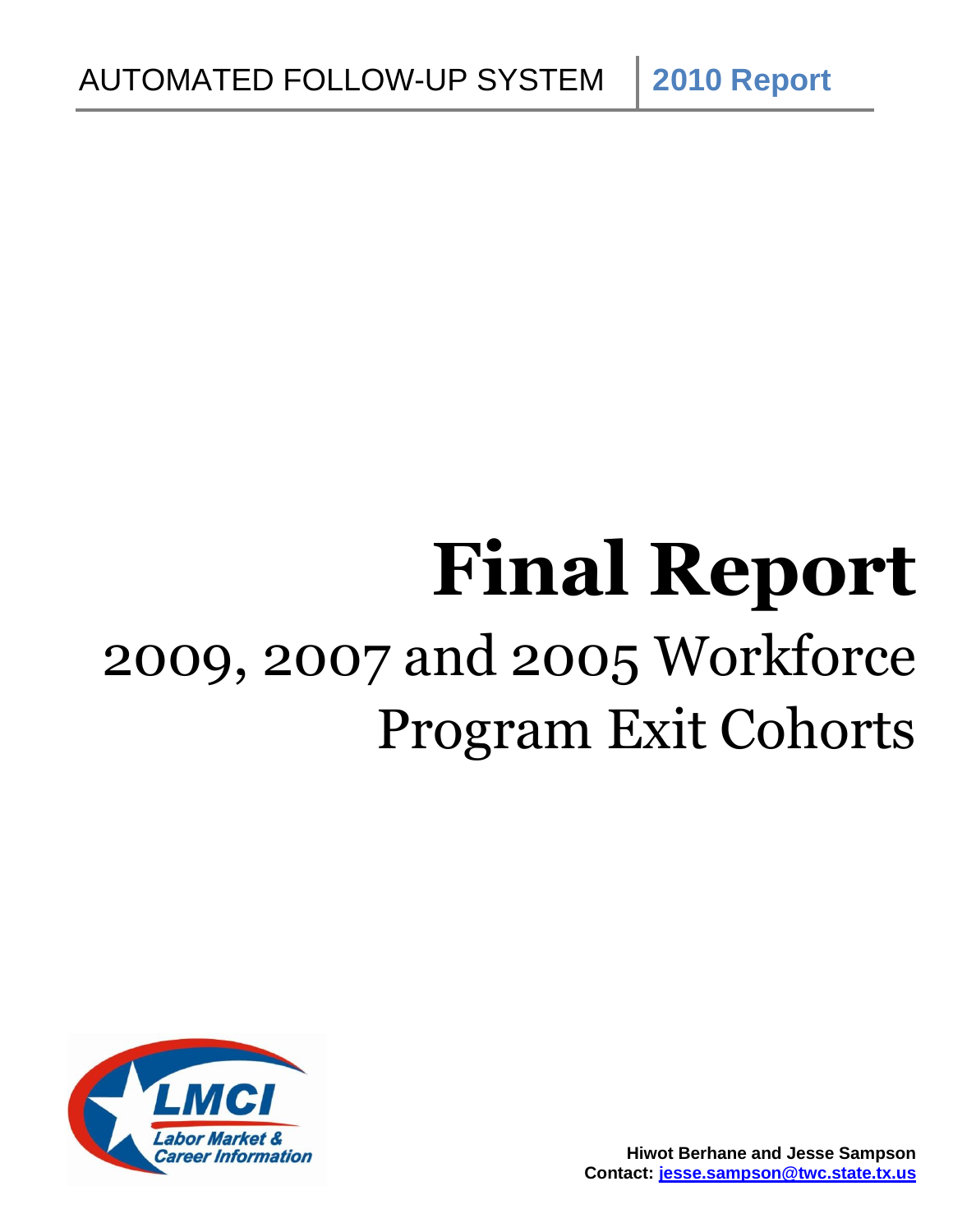AUTOMATED FOLLOW-UP SYSTEM | **2010 Report**

# Final Report

## 2009, 2007 and 2005 Workforce Program Exit Cohorts

LMCI
*Labor Market & Career Information*

**Hiwot Berhane and Jesse Sampson**
**Contact: jesse.sampson@twc.state.tx.us**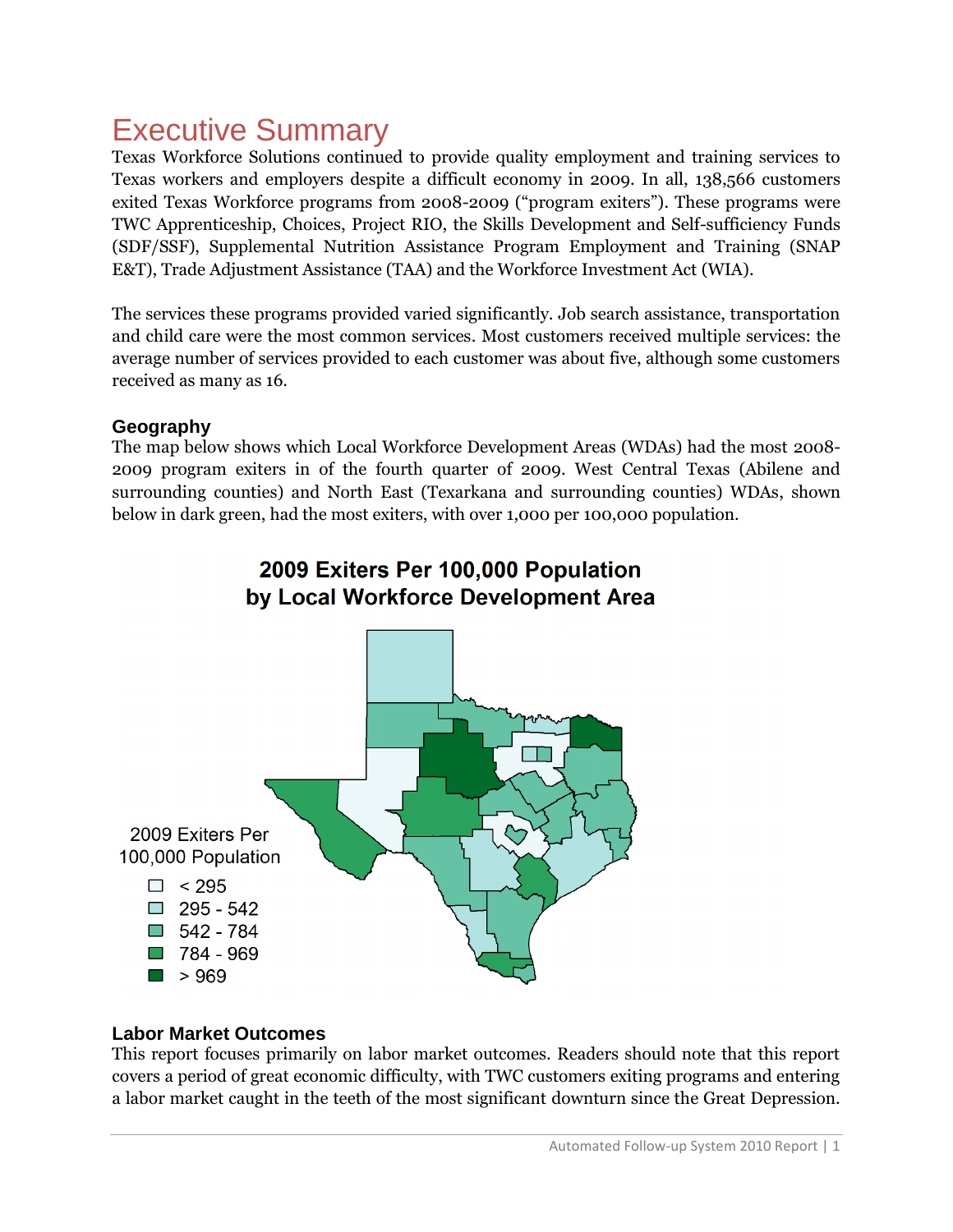# Executive Summary

Texas Workforce Solutions continued to provide quality employment and training services to Texas workers and employers despite a difficult economy in 2009. In all, 138,566 customers exited Texas Workforce programs from 2008-2009 ("program exiters"). These programs were TWC Apprenticeship, Choices, Project RIO, the Skills Development and Self-sufficiency Funds (SDF/SSF), Supplemental Nutrition Assistance Program Employment and Training (SNAP E&T), Trade Adjustment Assistance (TAA) and the Workforce Investment Act (WIA).

The services these programs provided varied significantly. Job search assistance, transportation and child care were the most common services. Most customers received multiple services: the average number of services provided to each customer was about five, although some customers received as many as 16.

## Geography

The map below shows which Local Workforce Development Areas (WDAs) had the most 2008-2009 program exiters in of the fourth quarter of 2009. West Central Texas (Abilene and surrounding counties) and North East (Texarkana and surrounding counties) WDAs, shown below in dark green, had the most exiters, with over 1,000 per 100,000 population.

**2009 Exiters Per 100,000 Population by Local Workforce Development Area**

2009 Exiters Per 100,000 Population

- < 295
- 295 - 542
- 542 - 784
- 784 - 969
- > 969

## Labor Market Outcomes

This report focuses primarily on labor market outcomes. Readers should note that this report covers a period of great economic difficulty, with TWC customers exiting programs and entering a labor market caught in the teeth of the most significant downturn since the Great Depression.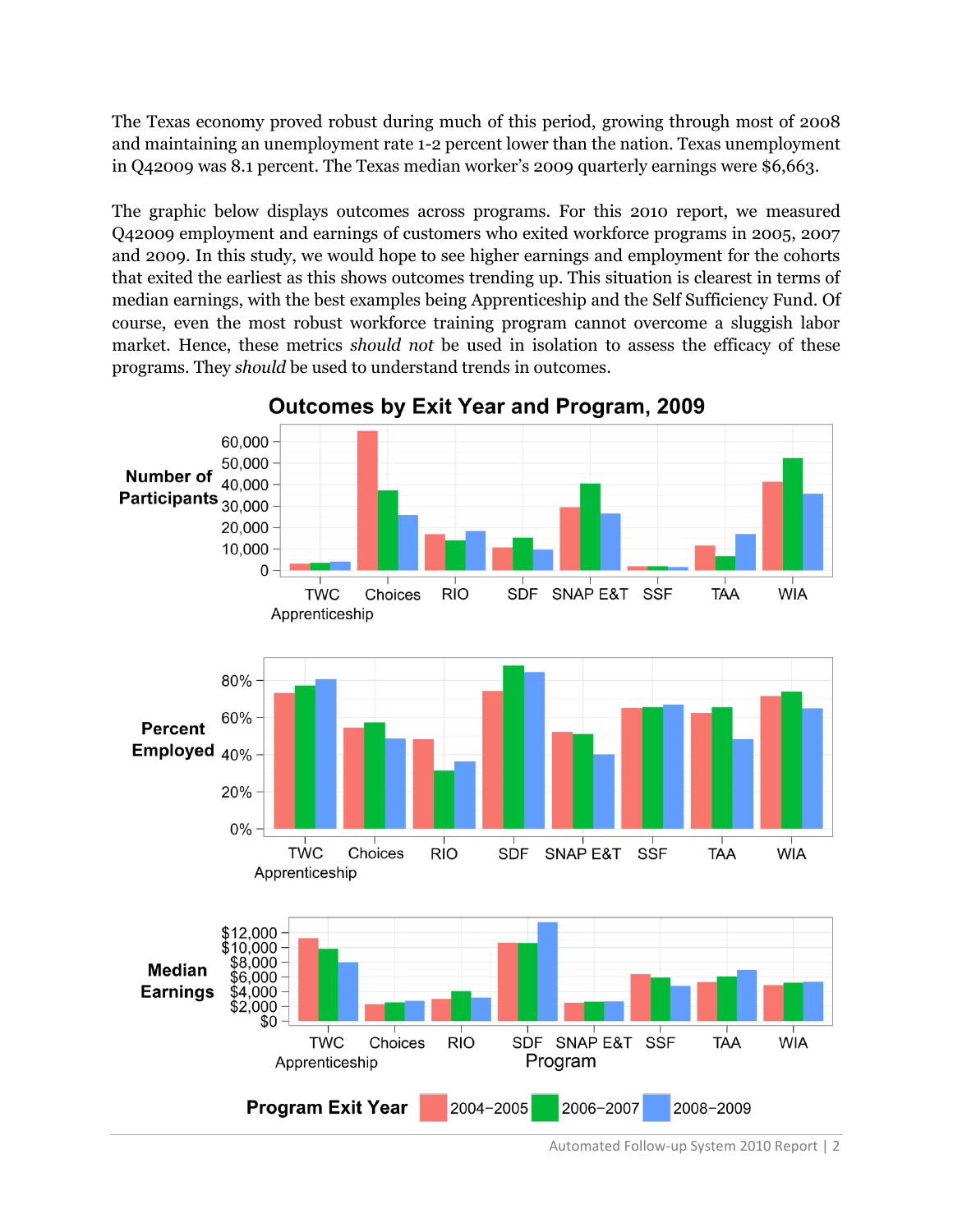The Texas economy proved robust during much of this period, growing through most of 2008 and maintaining an unemployment rate 1-2 percent lower than the nation. Texas unemployment in Q42009 was 8.1 percent. The Texas median worker's 2009 quarterly earnings were $6,663.

The graphic below displays outcomes across programs. For this 2010 report, we measured Q42009 employment and earnings of customers who exited workforce programs in 2005, 2007 and 2009. In this study, we would hope to see higher earnings and employment for the cohorts that exited the earliest as this shows outcomes trending up. This situation is clearest in terms of median earnings, with the best examples being Apprenticeship and the Self Sufficiency Fund. Of course, even the most robust workforce training program cannot overcome a sluggish labor market. Hence, these metrics *should not* be used in isolation to assess the efficacy of these programs. They *should* be used to understand trends in outcomes.

**Outcomes by Exit Year and Program, 2009**

Number of Participants; Percent Employed; Median Earnings

Programs: TWC Apprenticeship, Choices, RIO, SDF, SNAP E&T, SSF, TAA, WIA

Program Exit Year: 2004–2005, 2006–2007, 2008–2009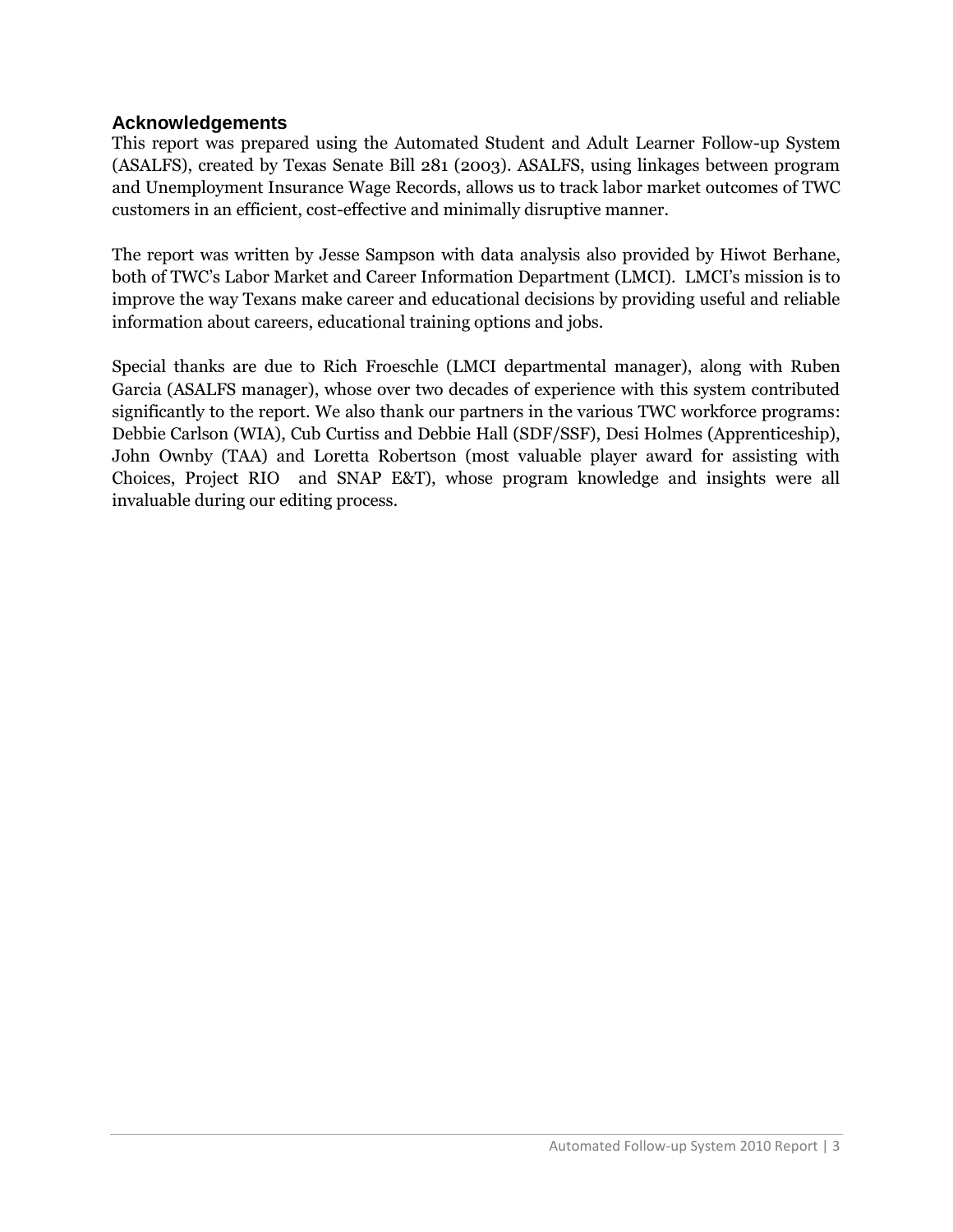## Acknowledgements

This report was prepared using the Automated Student and Adult Learner Follow-up System (ASALFS), created by Texas Senate Bill 281 (2003). ASALFS, using linkages between program and Unemployment Insurance Wage Records, allows us to track labor market outcomes of TWC customers in an efficient, cost-effective and minimally disruptive manner.

The report was written by Jesse Sampson with data analysis also provided by Hiwot Berhane, both of TWC's Labor Market and Career Information Department (LMCI). LMCI's mission is to improve the way Texans make career and educational decisions by providing useful and reliable information about careers, educational training options and jobs.

Special thanks are due to Rich Froeschle (LMCI departmental manager), along with Ruben Garcia (ASALFS manager), whose over two decades of experience with this system contributed significantly to the report. We also thank our partners in the various TWC workforce programs: Debbie Carlson (WIA), Cub Curtiss and Debbie Hall (SDF/SSF), Desi Holmes (Apprenticeship), John Ownby (TAA) and Loretta Robertson (most valuable player award for assisting with Choices, Project RIO and SNAP E&T), whose program knowledge and insights were all invaluable during our editing process.